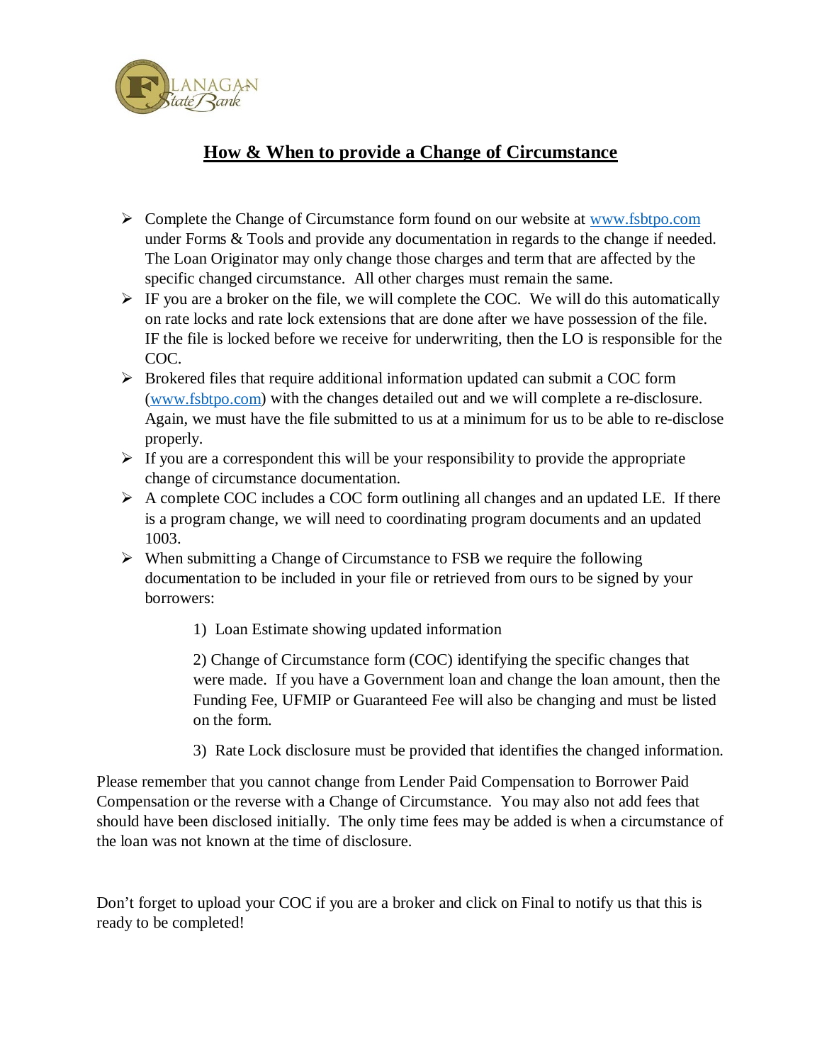FLANAGAN State Bank

# How & When to provide a Change of Circumstance

- Complete the Change of Circumstance form found on our website at www.fsbtpo.com under Forms & Tools and provide any documentation in regards to the change if needed. The Loan Originator may only change those charges and term that are affected by the specific changed circumstance. All other charges must remain the same.
- IF you are a broker on the file, we will complete the COC. We will do this automatically on rate locks and rate lock extensions that are done after we have possession of the file. IF the file is locked before we receive for underwriting, then the LO is responsible for the COC.
- Brokered files that require additional information updated can submit a COC form (www.fsbtpo.com) with the changes detailed out and we will complete a re-disclosure. Again, we must have the file submitted to us at a minimum for us to be able to re-disclose properly.
- If you are a correspondent this will be your responsibility to provide the appropriate change of circumstance documentation.
- A complete COC includes a COC form outlining all changes and an updated LE. If there is a program change, we will need to coordinating program documents and an updated 1003.
- When submitting a Change of Circumstance to FSB we require the following documentation to be included in your file or retrieved from ours to be signed by your borrowers:

    1) Loan Estimate showing updated information

    2) Change of Circumstance form (COC) identifying the specific changes that were made. If you have a Government loan and change the loan amount, then the Funding Fee, UFMIP or Guaranteed Fee will also be changing and must be listed on the form.

    3) Rate Lock disclosure must be provided that identifies the changed information.

Please remember that you cannot change from Lender Paid Compensation to Borrower Paid Compensation or the reverse with a Change of Circumstance. You may also not add fees that should have been disclosed initially. The only time fees may be added is when a circumstance of the loan was not known at the time of disclosure.

Don't forget to upload your COC if you are a broker and click on Final to notify us that this is ready to be completed!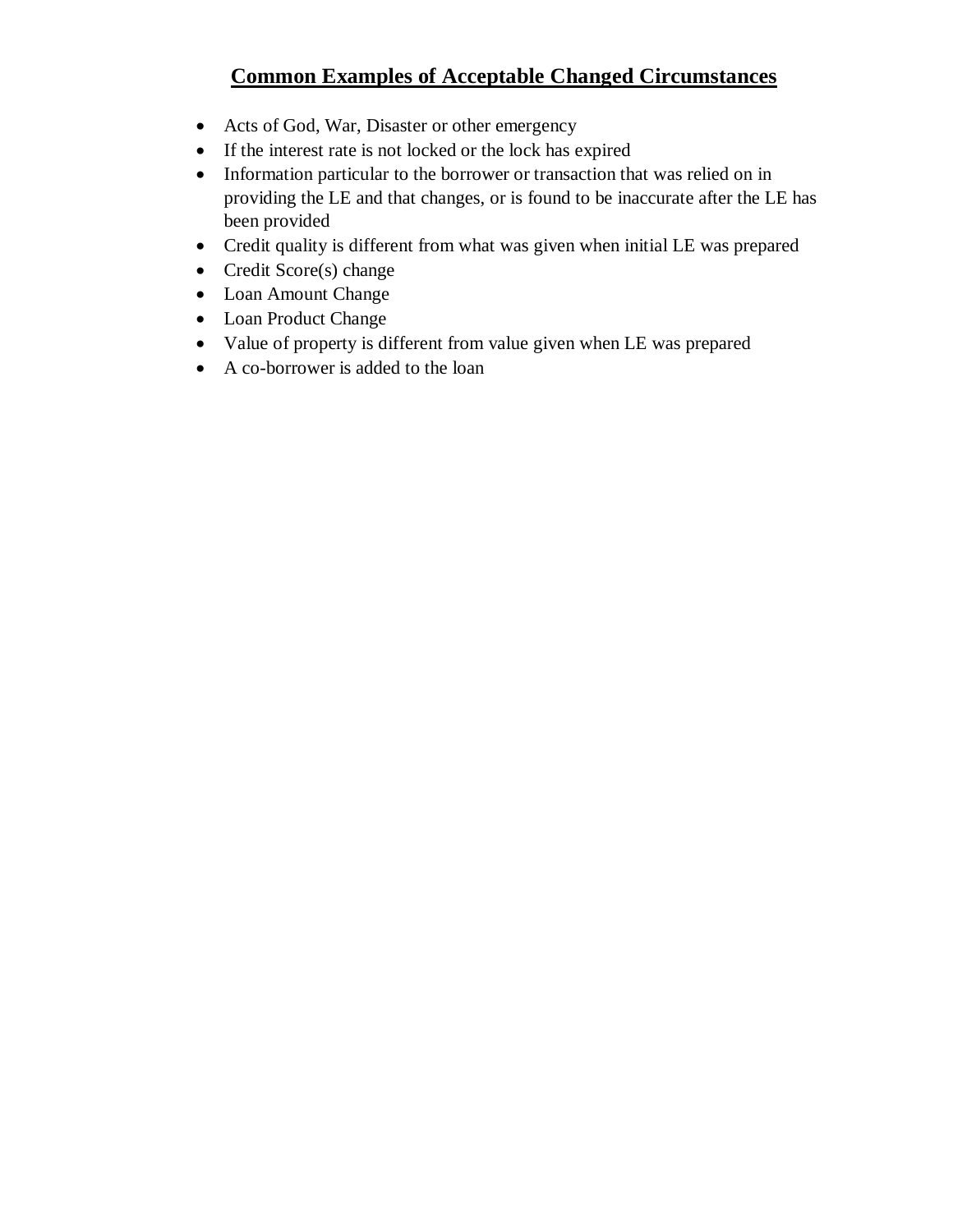## **Common Examples of Acceptable Changed Circumstances**

- Acts of God, War, Disaster or other emergency
- If the interest rate is not locked or the lock has expired
- Information particular to the borrower or transaction that was relied on in providing the LE and that changes, or is found to be inaccurate after the LE has been provided
- Credit quality is different from what was given when initial LE was prepared
- Credit Score(s) change
- Loan Amount Change
- Loan Product Change
- Value of property is different from value given when LE was prepared
- A co-borrower is added to the loan